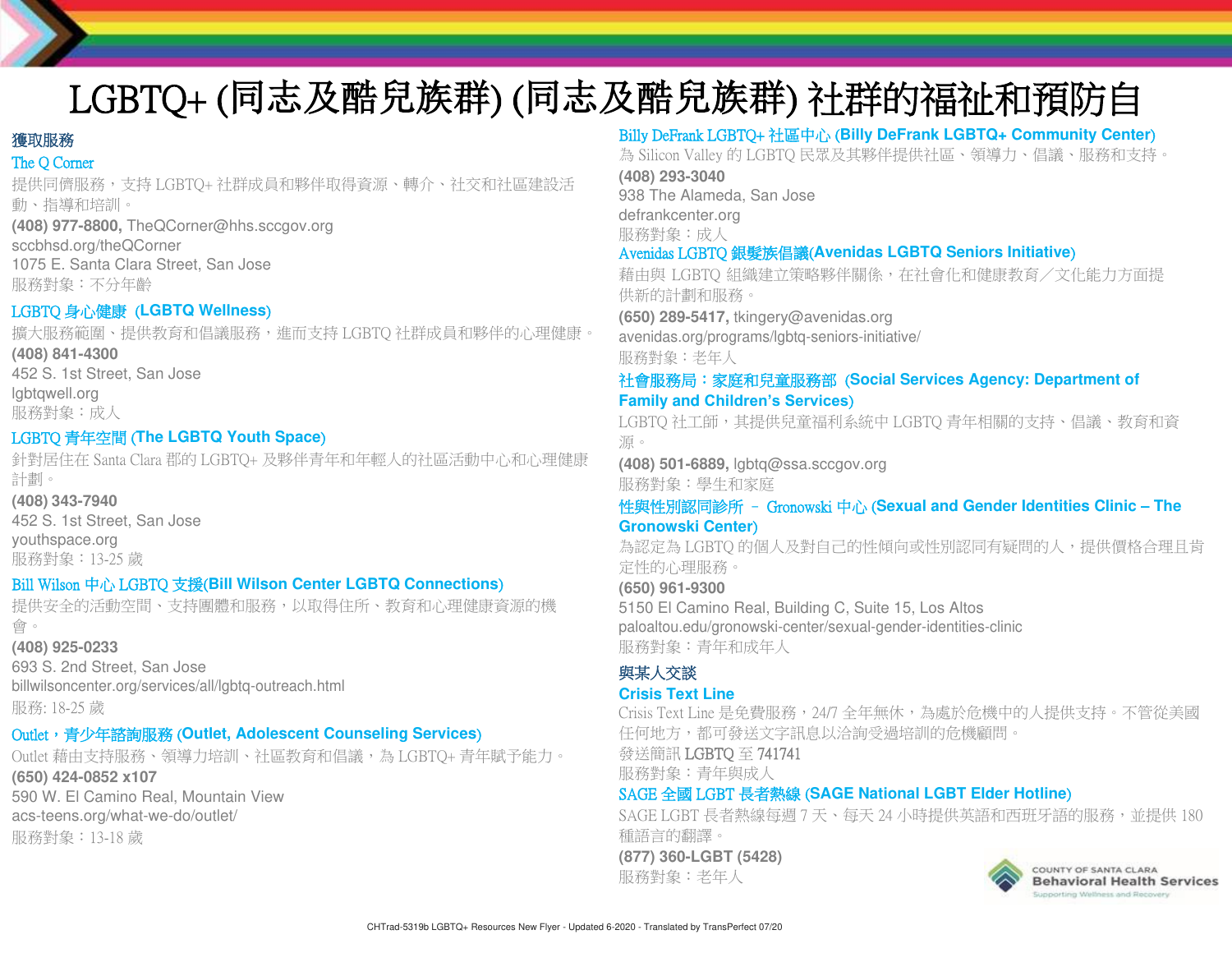# LGBTQ+ (同志及酷兒族群) (同志及酷兒族群) 社群的福祉和預防自

## 獲取服務

### The Q Corner

提供同儕服務，支持 LGBTQ+ 社群成員和夥伴取得資源、轉介、社交和社區建設活動、指導和培訓。

**(408) 977-8800,** TheQCorner@hhs.sccgov.org
sccbhsd.org/theQCorner
1075 E. Santa Clara Street, San Jose
服務對象：不分年齡

### LGBTQ 身心健康 (LGBTQ Wellness)

擴大服務範圍、提供教育和倡議服務，進而支持 LGBTQ 社群成員和夥伴的心理健康。

**(408) 841-4300**
452 S. 1st Street, San Jose
lgbtqwell.org
服務對象：成人

### LGBTQ 青年空間 (The LGBTQ Youth Space)

針對居住在 Santa Clara 郡的 LGBTQ+ 及夥伴青年和年輕人的社區活動中心和心理健康計劃。

**(408) 343-7940**
452 S. 1st Street, San Jose
youthspace.org
服務對象：13-25 歲

### Bill Wilson 中心 LGBTQ 支援(Bill Wilson Center LGBTQ Connections)

提供安全的活動空間、支持團體和服務，以取得住所、教育和心理健康資源的機會。

**(408) 925-0233**
693 S. 2nd Street, San Jose
billwilsoncenter.org/services/all/lgbtq-outreach.html
服務: 18-25 歲

### Outlet，青少年諮詢服務 (Outlet, Adolescent Counseling Services)

Outlet 藉由支持服務、領導力培訓、社區教育和倡議，為 LGBTQ+ 青年賦予能力。

**(650) 424-0852 x107**
590 W. El Camino Real, Mountain View
acs-teens.org/what-we-do/outlet/
服務對象：13-18 歲

### Billy DeFrank LGBTQ+ 社區中心 (Billy DeFrank LGBTQ+ Community Center)

為 Silicon Valley 的 LGBTQ 民眾及其夥伴提供社區、領導力、倡議、服務和支持。

**(408) 293-3040**
938 The Alameda, San Jose
defrankcenter.org
服務對象：成人

### Avenidas LGBTQ 銀髮族倡議(Avenidas LGBTQ Seniors Initiative)

藉由與 LGBTQ 組織建立策略夥伴關係，在社會化和健康教育／文化能力方面提供新的計劃和服務。

**(650) 289-5417,** tkingery@avenidas.org
avenidas.org/programs/lgbtq-seniors-initiative/
服務對象：老年人

### 社會服務局：家庭和兒童服務部 (Social Services Agency: Department of Family and Children's Services)

LGBTQ 社工師，其提供兒童福利系統中 LGBTQ 青年相關的支持、倡議、教育和資源。

**(408) 501-6889,** lgbtq@ssa.sccgov.org
服務對象：學生和家庭

### 性與性別認同診所 – Gronowski 中心 (Sexual and Gender Identities Clinic – The Gronowski Center)

為認定為 LGBTQ 的個人及對自己的性傾向或性別認同有疑問的人，提供價格合理且肯定性的心理服務。

**(650) 961-9300**
5150 El Camino Real, Building C, Suite 15, Los Altos
paloaltou.edu/gronowski-center/sexual-gender-identities-clinic
服務對象：青年和成年人

## 與某人交談

### Crisis Text Line

Crisis Text Line 是免費服務，24/7 全年無休，為處於危機中的人提供支持。不管從美國任何地方，都可發送文字訊息以洽詢受過培訓的危機顧問。

發送簡訊 LGBTQ 至 741741
服務對象：青年與成人

### SAGE 全國 LGBT 長者熱線 (SAGE National LGBT Elder Hotline)

SAGE LGBT 長者熱線每週 7 天、每天 24 小時提供英語和西班牙語的服務，並提供 180 種語言的翻譯。

**(877) 360-LGBT (5428)**
服務對象：老年人

COUNTY OF SANTA CLARA
Behavioral Health Services
Supporting Wellness and Recovery

CHTrad-5319b LGBTQ+ Resources New Flyer - Updated 6-2020 - Translated by TransPerfect 07/20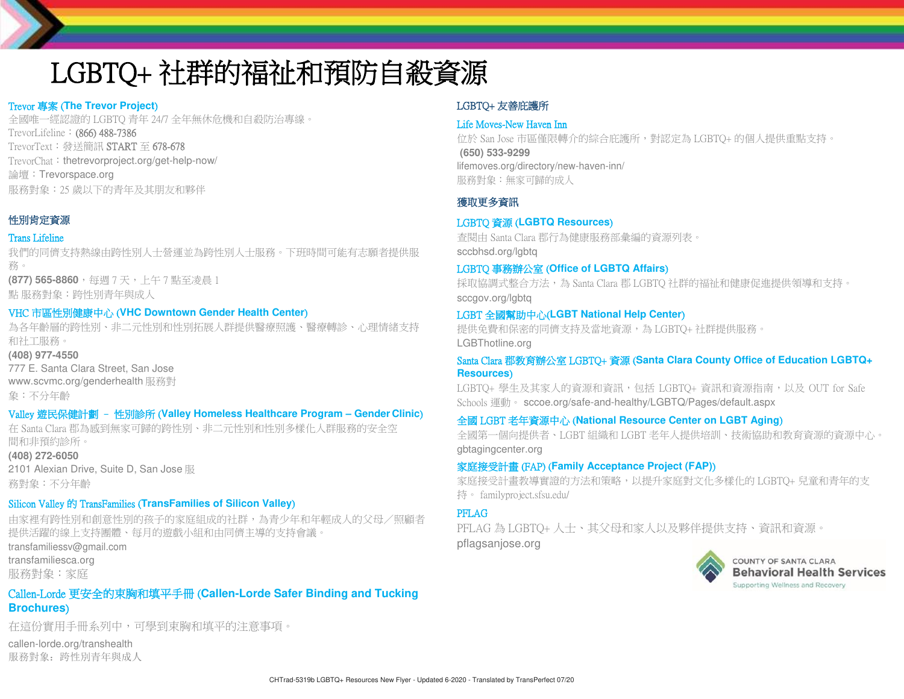# LGBTQ+ 社群的福祉和預防自殺資源

### Trevor 專案 (The Trevor Project)

全國唯一經認證的 LGBTQ 青年 24/7 全年無休危機和自殺防治專線。

TrevorLifeline：(866) 488-7386

TrevorText：發送簡訊 START 至 678-678

TrevorChat：thetrevorproject.org/get-help-now/

論壇：Trevorspace.org

服務對象：25 歲以下的青年及其朋友和夥伴

## 性別肯定資源

### Trans Lifeline

我們的同儕支持熱線由跨性別人士營運並為跨性別人士服務。下班時間可能有志願者提供服務。

**(877) 565-8860**，每週 7 天，上午 7 點至凌晨 1 點 服務對象：跨性別青年與成人

### VHC 市區性別健康中心 (VHC Downtown Gender Health Center)

為各年齡層的跨性別、非二元性別和性別拓展人群提供醫療照護、醫療轉診、心理情緒支持和社工服務。

**(408) 977-4550**

777 E. Santa Clara Street, San Jose

www.scvmc.org/genderhealth 服務對象：不分年齡

### Valley 遊民保健計劃 – 性別診所 (Valley Homeless Healthcare Program – Gender Clinic)

在 Santa Clara 郡為感到無家可歸的跨性別、非二元性別和性別多樣化人群服務的安全空間和非預約診所。

**(408) 272-6050**

2101 Alexian Drive, Suite D, San Jose 服務對象：不分年齡

### Silicon Valley 的 TransFamilies (TransFamilies of Silicon Valley)

由家裡有跨性別和創意性別的孩子的家庭組成的社群，為青少年和年輕成人的父母／照顧者提供活躍的線上支持團體、每月的遊戲小組和由同儕主導的支持會議。

transfamiliessv@gmail.com

transfamiliesca.org

服務對象：家庭

### Callen-Lorde 更安全的束胸和填平手冊 (Callen-Lorde Safer Binding and Tucking Brochures)

在這份實用手冊系列中，可學到束胸和填平的注意事項。

callen-lorde.org/transhealth

服務對象：跨性別青年與成人

## LGBTQ+ 友善庇護所

### Life Moves-New Haven Inn

位於 San Jose 市區僅限轉介的綜合庇護所，對認定為 LGBTQ+ 的個人提供重點支持。

**(650) 533-9299**

lifemoves.org/directory/new-haven-inn/

服務對象：無家可歸的成人

## 獲取更多資訊

### LGBTQ 資源 (LGBTQ Resources)

查閱由 Santa Clara 郡行為健康服務部彙編的資源列表。

sccbhsd.org/lgbtq

### LGBTQ 事務辦公室 (Office of LGBTQ Affairs)

採取協調式整合方法，為 Santa Clara 郡 LGBTQ 社群的福祉和健康促進提供領導和支持。

sccgov.org/lgbtq

### LGBT 全國幫助中心(LGBT National Help Center)

提供免費和保密的同儕支持及當地資源，為 LGBTQ+ 社群提供服務。

LGBThotline.org

### Santa Clara 郡教育辦公室 LGBTQ+ 資源 (Santa Clara County Office of Education LGBTQ+ Resources)

LGBTQ+ 學生及其家人的資源和資訊，包括 LGBTQ+ 資訊和資源指南，以及 OUT for Safe Schools 運動。 sccoe.org/safe-and-healthy/LGBTQ/Pages/default.aspx

### 全國 LGBT 老年資源中心 (National Resource Center on LGBT Aging)

全國第一個向提供者、LGBT 組織和 LGBT 老年人提供培訓、技術協助和教育資源的資源中心。

gbtagingcenter.org

### 家庭接受計畫 (FAP) (Family Acceptance Project (FAP))

家庭接受計畫教導實證的方法和策略，以提升家庭對文化多樣化的 LGBTQ+ 兒童和青年的支持。 familyproject.sfsu.edu/

### PFLAG

PFLAG 為 LGBTQ+ 人士、其父母和家人以及夥伴提供支持、資訊和資源。

pflagsanjose.org

COUNTY OF SANTA CLARA
Behavioral Health Services
Supporting Wellness and Recovery

CHTrad-5319b LGBTQ+ Resources New Flyer - Updated 6-2020 - Translated by TransPerfect 07/20